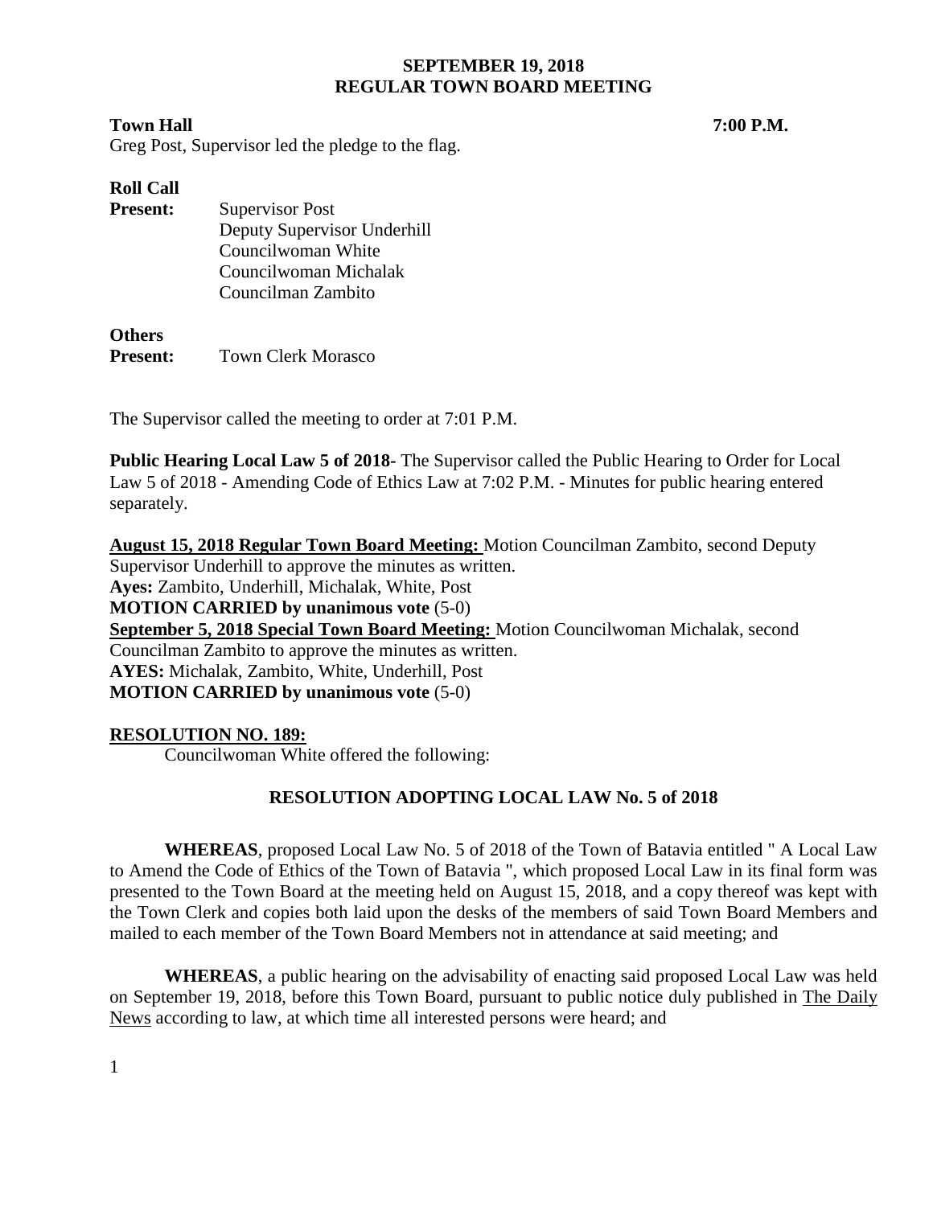# SEPTEMBER 19, 2018
# REGULAR TOWN BOARD MEETING

**Town Hall** **7:00 P.M.**

Greg Post, Supervisor led the pledge to the flag.

**Roll Call**

**Present:** Supervisor Post
Deputy Supervisor Underhill
Councilwoman White
Councilwoman Michalak
Councilman Zambito

**Others**

**Present:** Town Clerk Morasco

The Supervisor called the meeting to order at 7:01 P.M.

**Public Hearing Local Law 5 of 2018-** The Supervisor called the Public Hearing to Order for Local Law 5 of 2018 - Amending Code of Ethics Law at 7:02 P.M. - Minutes for public hearing entered separately.

**August 15, 2018 Regular Town Board Meeting:** Motion Councilman Zambito, second Deputy Supervisor Underhill to approve the minutes as written.
**Ayes:** Zambito, Underhill, Michalak, White, Post
**MOTION CARRIED by unanimous vote** (5-0)
**September 5, 2018 Special Town Board Meeting:** Motion Councilwoman Michalak, second Councilman Zambito to approve the minutes as written.
**AYES:** Michalak, Zambito, White, Underhill, Post
**MOTION CARRIED by unanimous vote** (5-0)

**RESOLUTION NO. 189:**

Councilwoman White offered the following:

**RESOLUTION ADOPTING LOCAL LAW No. 5 of 2018**

**WHEREAS**, proposed Local Law No. 5 of 2018 of the Town of Batavia entitled " A Local Law to Amend the Code of Ethics of the Town of Batavia ", which proposed Local Law in its final form was presented to the Town Board at the meeting held on August 15, 2018, and a copy thereof was kept with the Town Clerk and copies both laid upon the desks of the members of said Town Board Members and mailed to each member of the Town Board Members not in attendance at said meeting; and

**WHEREAS**, a public hearing on the advisability of enacting said proposed Local Law was held on September 19, 2018, before this Town Board, pursuant to public notice duly published in The Daily News according to law, at which time all interested persons were heard; and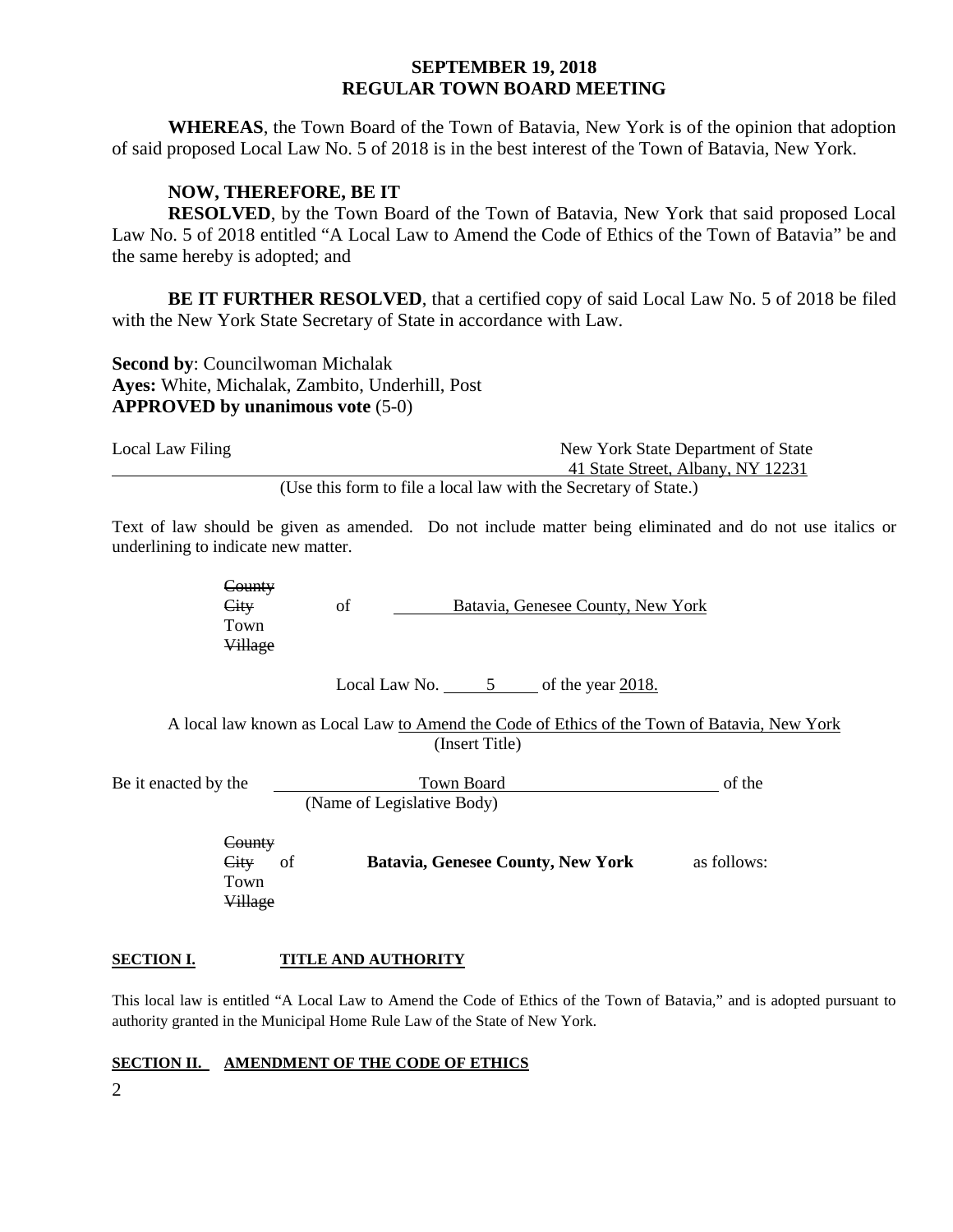**SEPTEMBER 19, 2018**
**REGULAR TOWN BOARD MEETING**

**WHEREAS**, the Town Board of the Town of Batavia, New York is of the opinion that adoption of said proposed Local Law No. 5 of 2018 is in the best interest of the Town of Batavia, New York.

**NOW, THEREFORE, BE IT**
**RESOLVED**, by the Town Board of the Town of Batavia, New York that said proposed Local Law No. 5 of 2018 entitled "A Local Law to Amend the Code of Ethics of the Town of Batavia" be and the same hereby is adopted; and

**BE IT FURTHER RESOLVED**, that a certified copy of said Local Law No. 5 of 2018 be filed with the New York State Secretary of State in accordance with Law.

**Second by**: Councilwoman Michalak
**Ayes:** White, Michalak, Zambito, Underhill, Post
**APPROVED by unanimous vote** (5-0)

Local Law Filing — New York State Department of State, 41 State Street, Albany, NY 12231

(Use this form to file a local law with the Secretary of State.)

Text of law should be given as amended. Do not include matter being eliminated and do not use italics or underlining to indicate new matter.

~~County~~
~~City~~ of Batavia, Genesee County, New York
Town
~~Village~~

Local Law No. 5 of the year 2018.

A local law known as Local Law to Amend the Code of Ethics of the Town of Batavia, New York
(Insert Title)

Be it enacted by the Town Board of the
(Name of Legislative Body)

~~County~~
~~City~~ of **Batavia, Genesee County, New York** as follows:
Town
~~Village~~

**SECTION I. TITLE AND AUTHORITY**

This local law is entitled "A Local Law to Amend the Code of Ethics of the Town of Batavia," and is adopted pursuant to authority granted in the Municipal Home Rule Law of the State of New York.

**SECTION II. AMENDMENT OF THE CODE OF ETHICS**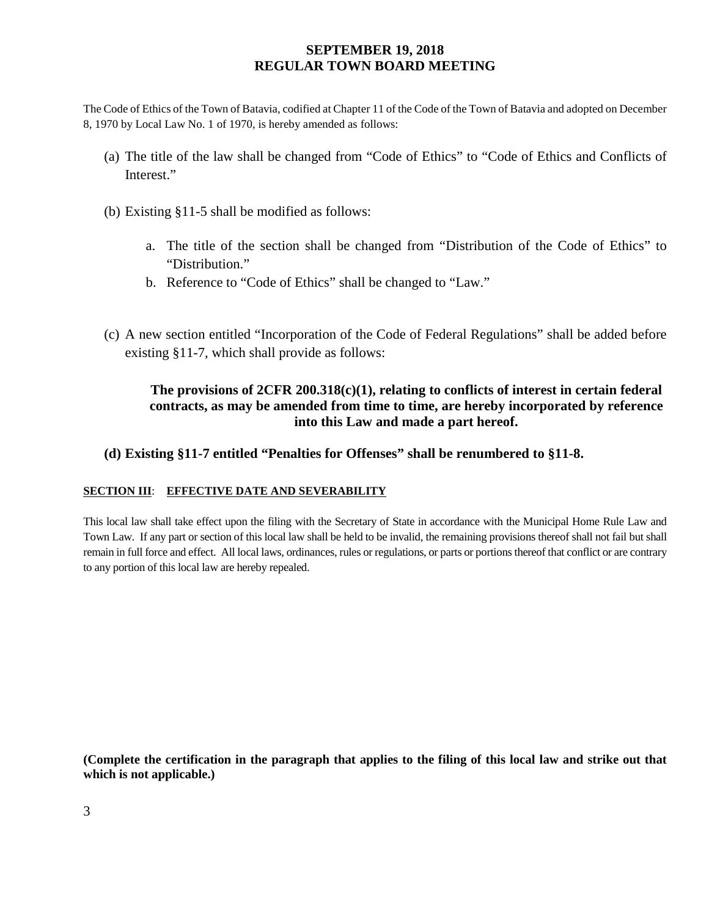The Code of Ethics of the Town of Batavia, codified at Chapter 11 of the Code of the Town of Batavia and adopted on December 8, 1970 by Local Law No. 1 of 1970, is hereby amended as follows:

(a) The title of the law shall be changed from "Code of Ethics" to "Code of Ethics and Conflicts of Interest."

(b) Existing §11-5 shall be modified as follows:

   a. The title of the section shall be changed from "Distribution of the Code of Ethics" to "Distribution."
   b. Reference to "Code of Ethics" shall be changed to "Law."

(c) A new section entitled "Incorporation of the Code of Federal Regulations" shall be added before existing §11-7, which shall provide as follows:

> **The provisions of 2CFR 200.318(c)(1), relating to conflicts of interest in certain federal contracts, as may be amended from time to time, are hereby incorporated by reference into this Law and made a part hereof.**

**(d) Existing §11-7 entitled "Penalties for Offenses" shall be renumbered to §11-8.**

**SECTION III**: **EFFECTIVE DATE AND SEVERABILITY**

This local law shall take effect upon the filing with the Secretary of State in accordance with the Municipal Home Rule Law and Town Law. If any part or section of this local law shall be held to be invalid, the remaining provisions thereof shall not fail but shall remain in full force and effect. All local laws, ordinances, rules or regulations, or parts or portions thereof that conflict or are contrary to any portion of this local law are hereby repealed.

**(Complete the certification in the paragraph that applies to the filing of this local law and strike out that which is not applicable.)**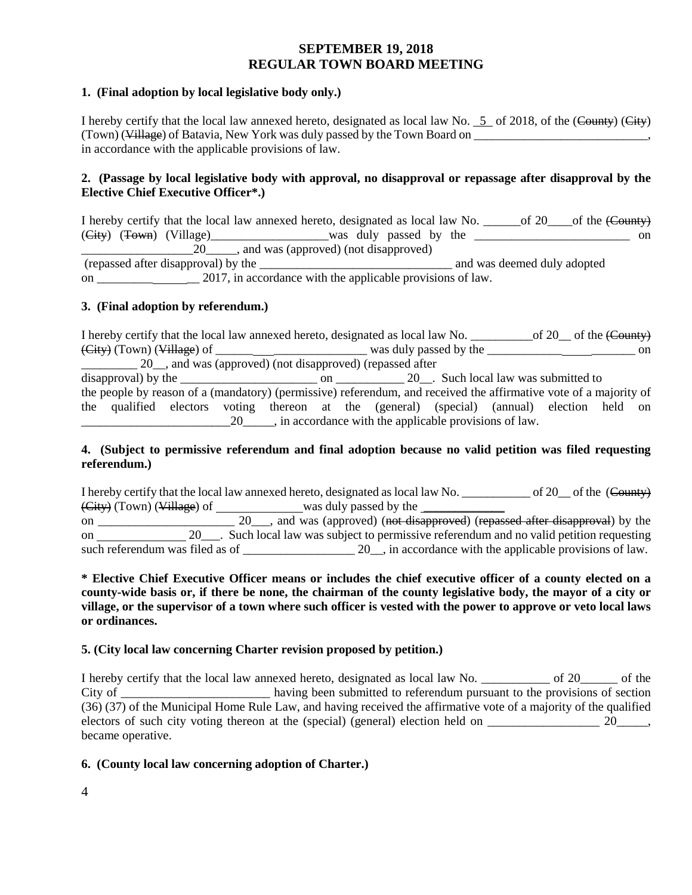**SEPTEMBER 19, 2018**
**REGULAR TOWN BOARD MEETING**

**1. (Final adoption by local legislative body only.)**

I hereby certify that the local law annexed hereto, designated as local law No. _5_ of 2018, of the (~~County~~) (~~City~~) (Town) (~~Village~~) of Batavia, New York was duly passed by the Town Board on ____________________________, in accordance with the applicable provisions of law.

**2. (Passage by local legislative body with approval, no disapproval or repassage after disapproval by the Elective Chief Executive Officer*.)**

I hereby certify that the local law annexed hereto, designated as local law No. ______of 20____of the (~~County~~) (~~City~~) (~~Town~~) (Village)___________________was duly passed by the _________________________ on __________________20_____, and was (approved) (not disapproved) (repassed after disapproval) by the _______________________________ and was deemed duly adopted on ________________ 2017, in accordance with the applicable provisions of law.

**3. (Final adoption by referendum.)**

I hereby certify that the local law annexed hereto, designated as local law No. __________of 20__ of the (~~County~~) (~~City~~) (Town) (~~Village~~) of _________________________ was duly passed by the ________________________ on _________ 20__, and was (approved) (not disapproved) (repassed after disapproval) by the ______________________ on ___________ 20__. Such local law was submitted to the people by reason of a (mandatory) (permissive) referendum, and received the affirmative vote of a majority of the qualified electors voting thereon at the (general) (special) (annual) election held on ________________________20_____, in accordance with the applicable provisions of law.

**4. (Subject to permissive referendum and final adoption because no valid petition was filed requesting referendum.)**

I hereby certify that the local law annexed hereto, designated as local law No. ___________ of 20__ of the (~~County~~) (~~City~~) (Town) (~~Village~~) of ______________was duly passed by the _____________ on ______________________ 20___, and was (approved) (~~not disapproved~~) (~~repassed after disapproval~~) by the on ______________ 20___. Such local law was subject to permissive referendum and no valid petition requesting such referendum was filed as of __________________ 20__, in accordance with the applicable provisions of law.

**\* Elective Chief Executive Officer means or includes the chief executive officer of a county elected on a county-wide basis or, if there be none, the chairman of the county legislative body, the mayor of a city or village, or the supervisor of a town where such officer is vested with the power to approve or veto local laws or ordinances.**

**5. (City local law concerning Charter revision proposed by petition.)**

I hereby certify that the local law annexed hereto, designated as local law No. ___________ of 20______ of the City of ________________________ having been submitted to referendum pursuant to the provisions of section (36) (37) of the Municipal Home Rule Law, and having received the affirmative vote of a majority of the qualified electors of such city voting thereon at the (special) (general) election held on __________________ 20_____, became operative.

**6. (County local law concerning adoption of Charter.)**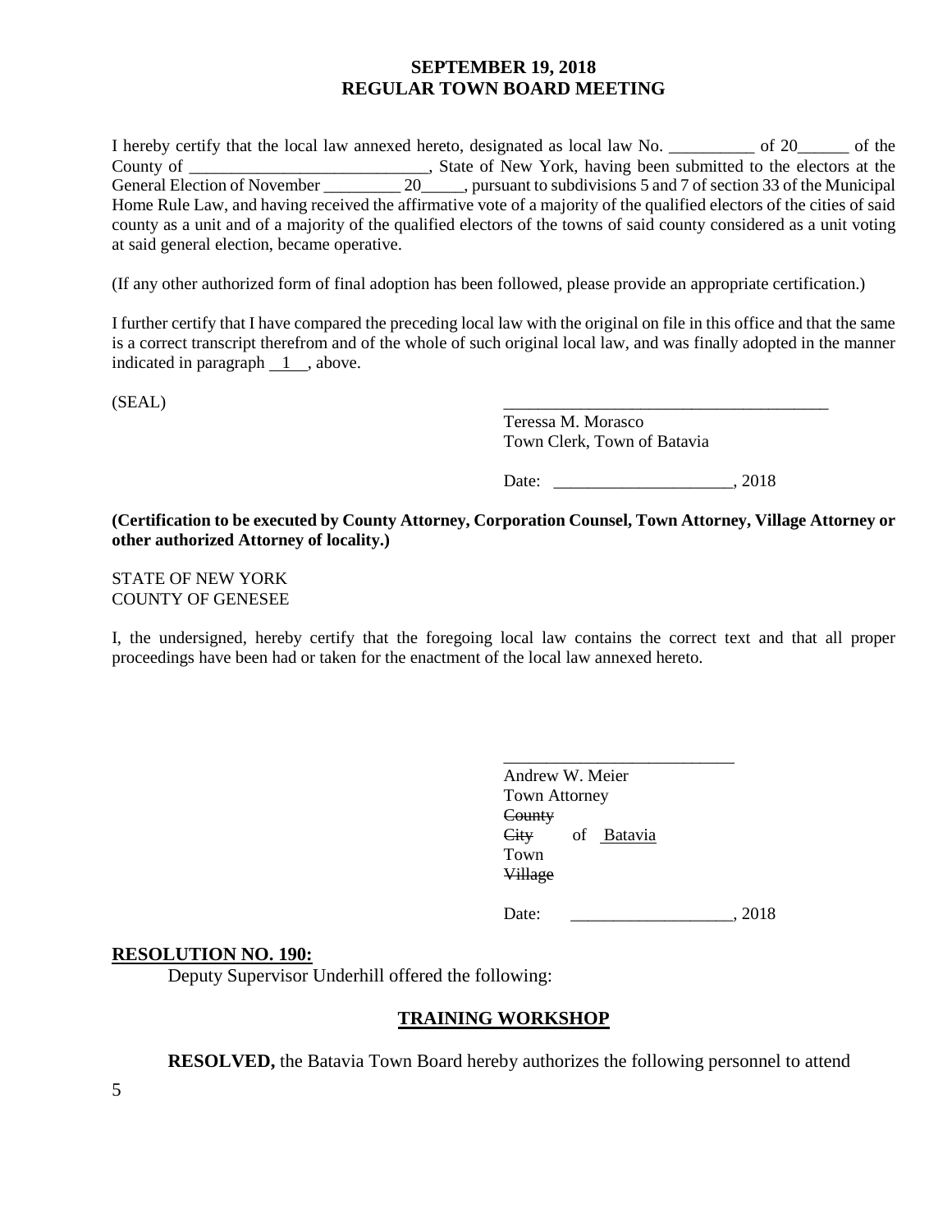I hereby certify that the local law annexed hereto, designated as local law No. __________ of 20______ of the County of ____________________________, State of New York, having been submitted to the electors at the General Election of November _________ 20_____, pursuant to subdivisions 5 and 7 of section 33 of the Municipal Home Rule Law, and having received the affirmative vote of a majority of the qualified electors of the cities of said county as a unit and of a majority of the qualified electors of the towns of said county considered as a unit voting at said general election, became operative.

(If any other authorized form of final adoption has been followed, please provide an appropriate certification.)

I further certify that I have compared the preceding local law with the original on file in this office and that the same is a correct transcript therefrom and of the whole of such original local law, and was finally adopted in the manner indicated in paragraph 1 , above.

(SEAL)

________________________________________
Teressa M. Morasco
Town Clerk, Town of Batavia

Date: _____________________, 2018

**(Certification to be executed by County Attorney, Corporation Counsel, Town Attorney, Village Attorney or other authorized Attorney of locality.)**

STATE OF NEW YORK
COUNTY OF GENESEE

I, the undersigned, hereby certify that the foregoing local law contains the correct text and that all proper proceedings have been had or taken for the enactment of the local law annexed hereto.

___________________________
Andrew W. Meier
Town Attorney
~~County~~
~~City~~ of Batavia
Town
~~Village~~

Date: ___________________, 2018

**RESOLUTION NO. 190:**

Deputy Supervisor Underhill offered the following:

## TRAINING WORKSHOP

**RESOLVED,** the Batavia Town Board hereby authorizes the following personnel to attend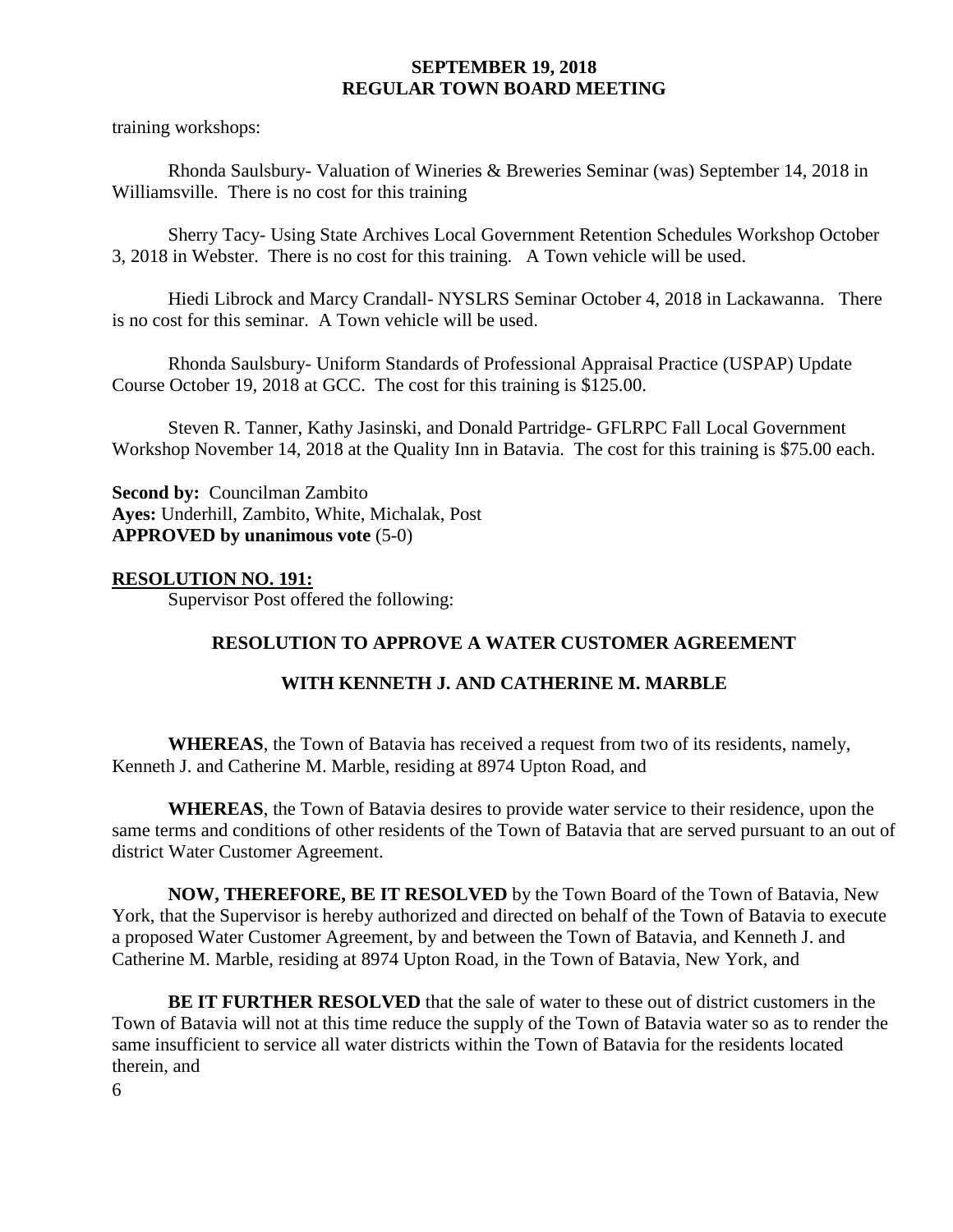training workshops:

Rhonda Saulsbury- Valuation of Wineries & Breweries Seminar (was) September 14, 2018 in Williamsville. There is no cost for this training

Sherry Tacy- Using State Archives Local Government Retention Schedules Workshop October 3, 2018 in Webster. There is no cost for this training. A Town vehicle will be used.

Hiedi Librock and Marcy Crandall- NYSLRS Seminar October 4, 2018 in Lackawanna. There is no cost for this seminar. A Town vehicle will be used.

Rhonda Saulsbury- Uniform Standards of Professional Appraisal Practice (USPAP) Update Course October 19, 2018 at GCC. The cost for this training is $125.00.

Steven R. Tanner, Kathy Jasinski, and Donald Partridge- GFLRPC Fall Local Government Workshop November 14, 2018 at the Quality Inn in Batavia. The cost for this training is $75.00 each.

**Second by:** Councilman Zambito
**Ayes:** Underhill, Zambito, White, Michalak, Post
**APPROVED by unanimous vote** (5-0)

**RESOLUTION NO. 191:**

Supervisor Post offered the following:

**RESOLUTION TO APPROVE A WATER CUSTOMER AGREEMENT**

**WITH KENNETH J. AND CATHERINE M. MARBLE**

**WHEREAS**, the Town of Batavia has received a request from two of its residents, namely, Kenneth J. and Catherine M. Marble, residing at 8974 Upton Road, and

**WHEREAS**, the Town of Batavia desires to provide water service to their residence, upon the same terms and conditions of other residents of the Town of Batavia that are served pursuant to an out of district Water Customer Agreement.

**NOW, THEREFORE, BE IT RESOLVED** by the Town Board of the Town of Batavia, New York, that the Supervisor is hereby authorized and directed on behalf of the Town of Batavia to execute a proposed Water Customer Agreement, by and between the Town of Batavia, and Kenneth J. and Catherine M. Marble, residing at 8974 Upton Road, in the Town of Batavia, New York, and

**BE IT FURTHER RESOLVED** that the sale of water to these out of district customers in the Town of Batavia will not at this time reduce the supply of the Town of Batavia water so as to render the same insufficient to service all water districts within the Town of Batavia for the residents located therein, and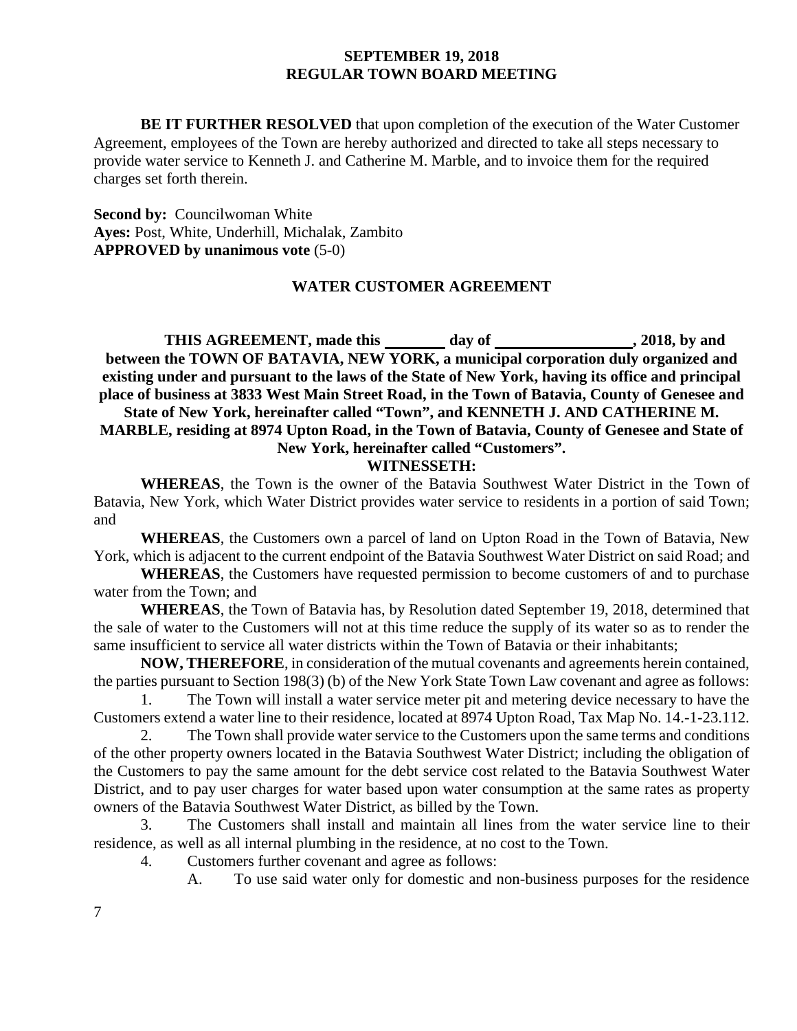**BE IT FURTHER RESOLVED** that upon completion of the execution of the Water Customer Agreement, employees of the Town are hereby authorized and directed to take all steps necessary to provide water service to Kenneth J. and Catherine M. Marble, and to invoice them for the required charges set forth therein.

**Second by:** Councilwoman White
**Ayes:** Post, White, Underhill, Michalak, Zambito
**APPROVED by unanimous vote** (5-0)

## WATER CUSTOMER AGREEMENT

**THIS AGREEMENT, made this ________ day of _________________, 2018, by and between the TOWN OF BATAVIA, NEW YORK, a municipal corporation duly organized and existing under and pursuant to the laws of the State of New York, having its office and principal place of business at 3833 West Main Street Road, in the Town of Batavia, County of Genesee and State of New York, hereinafter called "Town", and KENNETH J. AND CATHERINE M. MARBLE, residing at 8974 Upton Road, in the Town of Batavia, County of Genesee and State of New York, hereinafter called "Customers".**

**WITNESSETH:**

**WHEREAS**, the Town is the owner of the Batavia Southwest Water District in the Town of Batavia, New York, which Water District provides water service to residents in a portion of said Town; and

**WHEREAS**, the Customers own a parcel of land on Upton Road in the Town of Batavia, New York, which is adjacent to the current endpoint of the Batavia Southwest Water District on said Road; and

**WHEREAS**, the Customers have requested permission to become customers of and to purchase water from the Town; and

**WHEREAS**, the Town of Batavia has, by Resolution dated September 19, 2018, determined that the sale of water to the Customers will not at this time reduce the supply of its water so as to render the same insufficient to service all water districts within the Town of Batavia or their inhabitants;

**NOW, THEREFORE**, in consideration of the mutual covenants and agreements herein contained, the parties pursuant to Section 198(3) (b) of the New York State Town Law covenant and agree as follows:

1. The Town will install a water service meter pit and metering device necessary to have the Customers extend a water line to their residence, located at 8974 Upton Road, Tax Map No. 14.-1-23.112.
2. The Town shall provide water service to the Customers upon the same terms and conditions of the other property owners located in the Batavia Southwest Water District; including the obligation of the Customers to pay the same amount for the debt service cost related to the Batavia Southwest Water District, and to pay user charges for water based upon water consumption at the same rates as property owners of the Batavia Southwest Water District, as billed by the Town.
3. The Customers shall install and maintain all lines from the water service line to their residence, as well as all internal plumbing in the residence, at no cost to the Town.
4. Customers further covenant and agree as follows:

   A. To use said water only for domestic and non-business purposes for the residence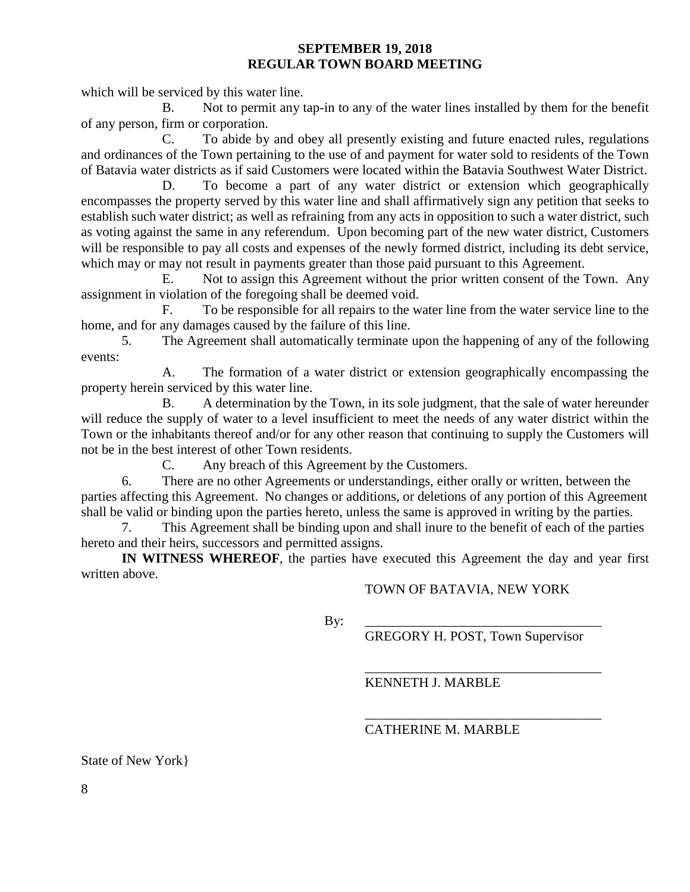which will be serviced by this water line.

B. Not to permit any tap-in to any of the water lines installed by them for the benefit of any person, firm or corporation.

C. To abide by and obey all presently existing and future enacted rules, regulations and ordinances of the Town pertaining to the use of and payment for water sold to residents of the Town of Batavia water districts as if said Customers were located within the Batavia Southwest Water District.

D. To become a part of any water district or extension which geographically encompasses the property served by this water line and shall affirmatively sign any petition that seeks to establish such water district; as well as refraining from any acts in opposition to such a water district, such as voting against the same in any referendum. Upon becoming part of the new water district, Customers will be responsible to pay all costs and expenses of the newly formed district, including its debt service, which may or may not result in payments greater than those paid pursuant to this Agreement.

E. Not to assign this Agreement without the prior written consent of the Town. Any assignment in violation of the foregoing shall be deemed void.

F. To be responsible for all repairs to the water line from the water service line to the home, and for any damages caused by the failure of this line.

5. The Agreement shall automatically terminate upon the happening of any of the following events:

A. The formation of a water district or extension geographically encompassing the property herein serviced by this water line.

B. A determination by the Town, in its sole judgment, that the sale of water hereunder will reduce the supply of water to a level insufficient to meet the needs of any water district within the Town or the inhabitants thereof and/or for any other reason that continuing to supply the Customers will not be in the best interest of other Town residents.

C. Any breach of this Agreement by the Customers.

6. There are no other Agreements or understandings, either orally or written, between the parties affecting this Agreement. No changes or additions, or deletions of any portion of this Agreement shall be valid or binding upon the parties hereto, unless the same is approved in writing by the parties.

7. This Agreement shall be binding upon and shall inure to the benefit of each of the parties hereto and their heirs, successors and permitted assigns.

**IN WITNESS WHEREOF**, the parties have executed this Agreement the day and year first written above.

TOWN OF BATAVIA, NEW YORK

By: ___________________________________
GREGORY H. POST, Town Supervisor

___________________________________
KENNETH J. MARBLE

___________________________________
CATHERINE M. MARBLE

State of New York}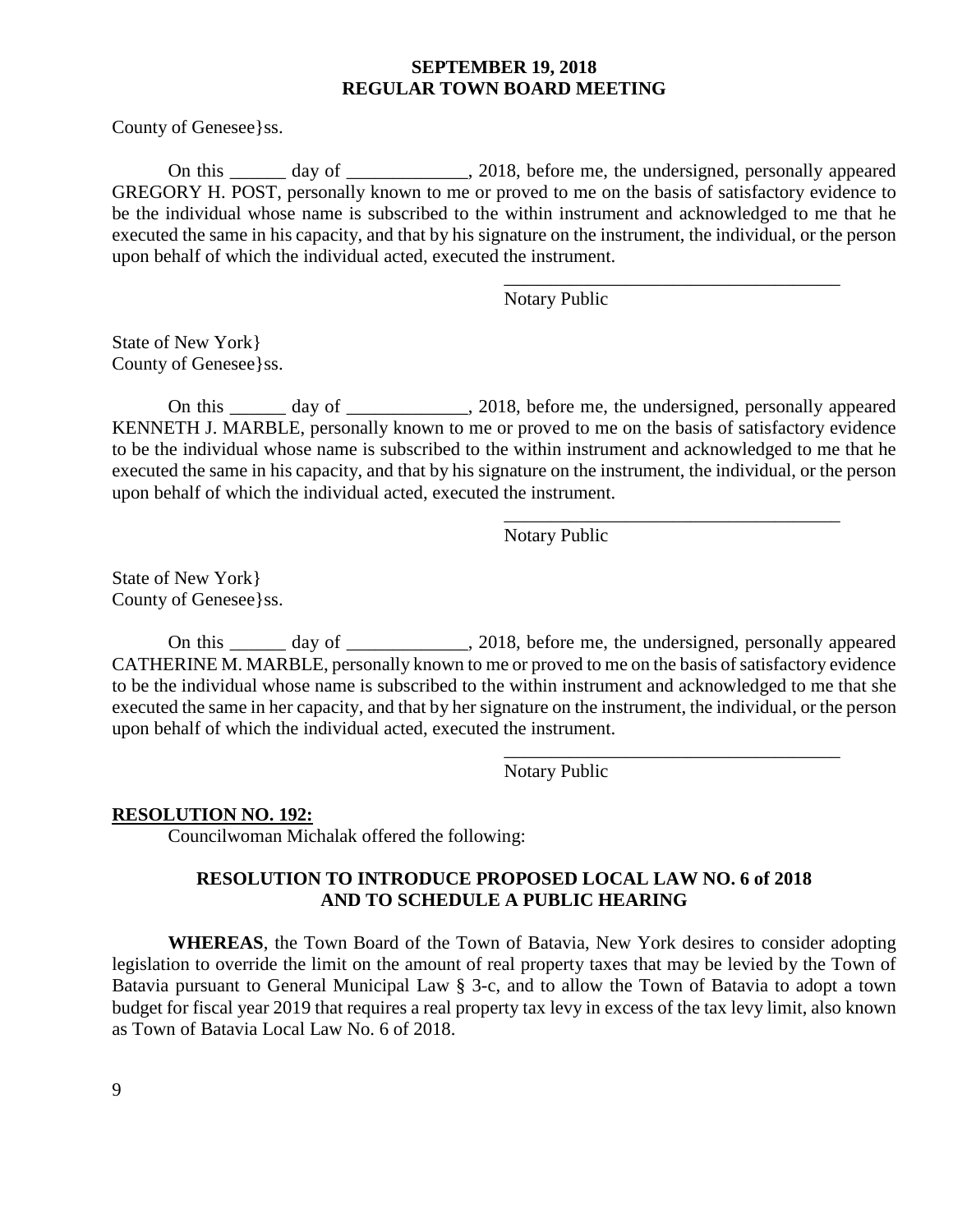County of Genesee}ss.

On this ______ day of _____________, 2018, before me, the undersigned, personally appeared GREGORY H. POST, personally known to me or proved to me on the basis of satisfactory evidence to be the individual whose name is subscribed to the within instrument and acknowledged to me that he executed the same in his capacity, and that by his signature on the instrument, the individual, or the person upon behalf of which the individual acted, executed the instrument.

_____________________________________
Notary Public

State of New York}
County of Genesee}ss.

On this ______ day of _____________, 2018, before me, the undersigned, personally appeared KENNETH J. MARBLE, personally known to me or proved to me on the basis of satisfactory evidence to be the individual whose name is subscribed to the within instrument and acknowledged to me that he executed the same in his capacity, and that by his signature on the instrument, the individual, or the person upon behalf of which the individual acted, executed the instrument.

_____________________________________
Notary Public

State of New York}
County of Genesee}ss.

On this ______ day of _____________, 2018, before me, the undersigned, personally appeared CATHERINE M. MARBLE, personally known to me or proved to me on the basis of satisfactory evidence to be the individual whose name is subscribed to the within instrument and acknowledged to me that she executed the same in her capacity, and that by her signature on the instrument, the individual, or the person upon behalf of which the individual acted, executed the instrument.

_____________________________________
Notary Public

**RESOLUTION NO. 192:**

Councilwoman Michalak offered the following:

**RESOLUTION TO INTRODUCE PROPOSED LOCAL LAW NO. 6 of 2018 AND TO SCHEDULE A PUBLIC HEARING**

**WHEREAS**, the Town Board of the Town of Batavia, New York desires to consider adopting legislation to override the limit on the amount of real property taxes that may be levied by the Town of Batavia pursuant to General Municipal Law § 3-c, and to allow the Town of Batavia to adopt a town budget for fiscal year 2019 that requires a real property tax levy in excess of the tax levy limit, also known as Town of Batavia Local Law No. 6 of 2018.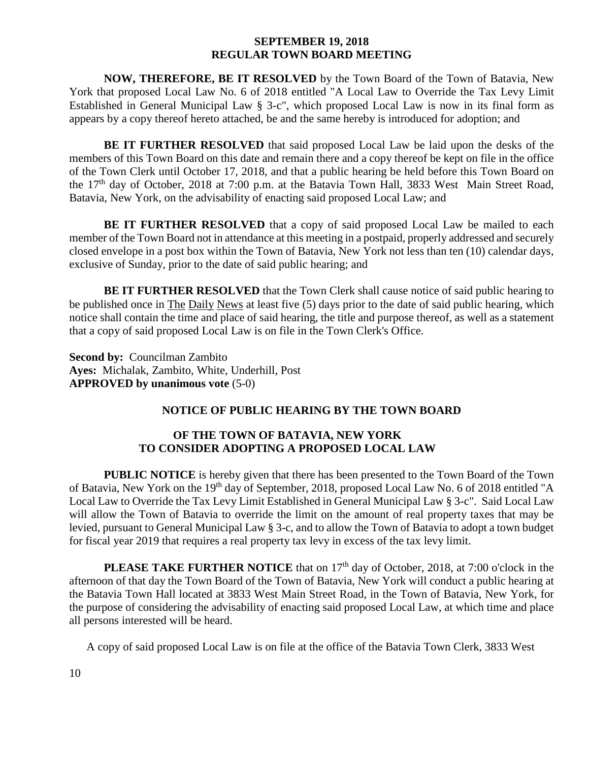**NOW, THEREFORE, BE IT RESOLVED** by the Town Board of the Town of Batavia, New York that proposed Local Law No. 6 of 2018 entitled "A Local Law to Override the Tax Levy Limit Established in General Municipal Law § 3-c", which proposed Local Law is now in its final form as appears by a copy thereof hereto attached, be and the same hereby is introduced for adoption; and

**BE IT FURTHER RESOLVED** that said proposed Local Law be laid upon the desks of the members of this Town Board on this date and remain there and a copy thereof be kept on file in the office of the Town Clerk until October 17, 2018, and that a public hearing be held before this Town Board on the 17th day of October, 2018 at 7:00 p.m. at the Batavia Town Hall, 3833 West Main Street Road, Batavia, New York, on the advisability of enacting said proposed Local Law; and

**BE IT FURTHER RESOLVED** that a copy of said proposed Local Law be mailed to each member of the Town Board not in attendance at this meeting in a postpaid, properly addressed and securely closed envelope in a post box within the Town of Batavia, New York not less than ten (10) calendar days, exclusive of Sunday, prior to the date of said public hearing; and

**BE IT FURTHER RESOLVED** that the Town Clerk shall cause notice of said public hearing to be published once in The Daily News at least five (5) days prior to the date of said public hearing, which notice shall contain the time and place of said hearing, the title and purpose thereof, as well as a statement that a copy of said proposed Local Law is on file in the Town Clerk's Office.

**Second by:** Councilman Zambito
**Ayes:** Michalak, Zambito, White, Underhill, Post
**APPROVED by unanimous vote** (5-0)

## NOTICE OF PUBLIC HEARING BY THE TOWN BOARD

## OF THE TOWN OF BATAVIA, NEW YORK TO CONSIDER ADOPTING A PROPOSED LOCAL LAW

**PUBLIC NOTICE** is hereby given that there has been presented to the Town Board of the Town of Batavia, New York on the 19th day of September, 2018, proposed Local Law No. 6 of 2018 entitled "A Local Law to Override the Tax Levy Limit Established in General Municipal Law § 3-c". Said Local Law will allow the Town of Batavia to override the limit on the amount of real property taxes that may be levied, pursuant to General Municipal Law § 3-c, and to allow the Town of Batavia to adopt a town budget for fiscal year 2019 that requires a real property tax levy in excess of the tax levy limit.

**PLEASE TAKE FURTHER NOTICE** that on 17th day of October, 2018, at 7:00 o'clock in the afternoon of that day the Town Board of the Town of Batavia, New York will conduct a public hearing at the Batavia Town Hall located at 3833 West Main Street Road, in the Town of Batavia, New York, for the purpose of considering the advisability of enacting said proposed Local Law, at which time and place all persons interested will be heard.

A copy of said proposed Local Law is on file at the office of the Batavia Town Clerk, 3833 West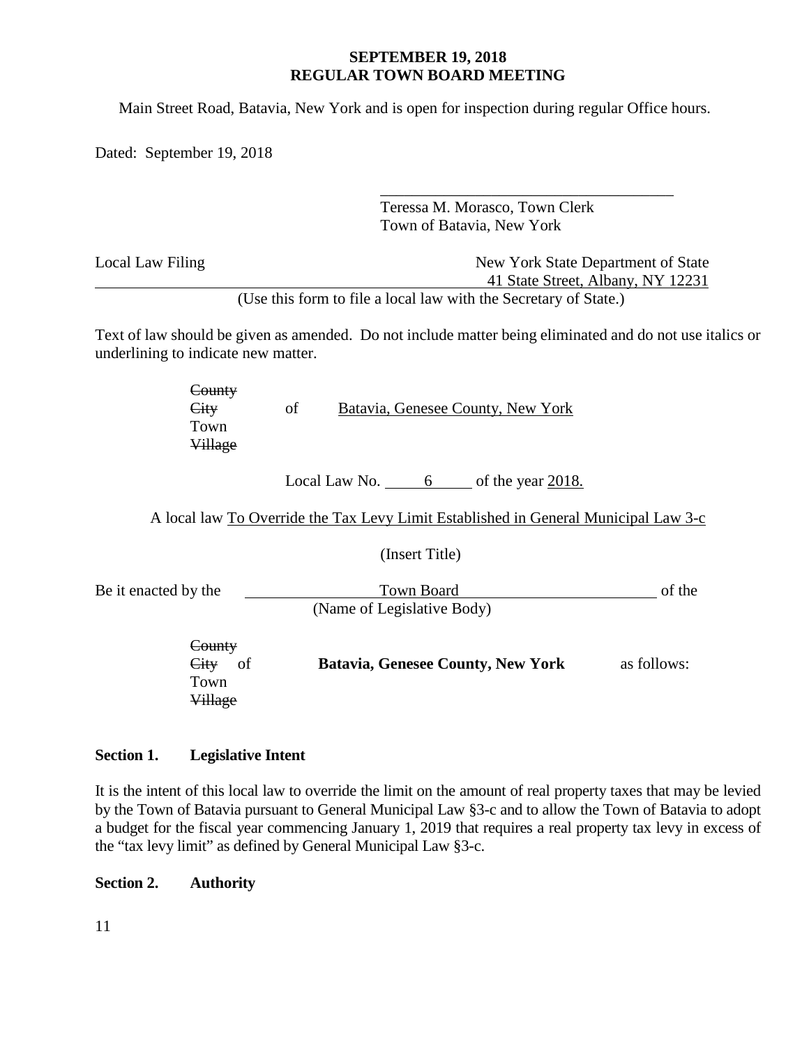**SEPTEMBER 19, 2018**
**REGULAR TOWN BOARD MEETING**

Main Street Road, Batavia, New York and is open for inspection during regular Office hours.

Dated: September 19, 2018

\_\_\_\_\_\_\_\_\_\_\_\_\_\_\_\_\_\_\_\_\_\_\_\_\_\_\_\_\_\_\_\_\_\_\_\_
Teressa M. Morasco, Town Clerk
Town of Batavia, New York

Local Law Filing — New York State Department of State, 41 State Street, Albany, NY 12231

(Use this form to file a local law with the Secretary of State.)

Text of law should be given as amended. Do not include matter being eliminated and do not use italics or underlining to indicate new matter.

~~County~~
~~City~~ of Batavia, Genesee County, New York
Town
~~Village~~

Local Law No. 6 of the year 2018.

A local law To Override the Tax Levy Limit Established in General Municipal Law 3-c

(Insert Title)

Be it enacted by the Town Board of the
(Name of Legislative Body)

~~County~~
~~City~~ of **Batavia, Genesee County, New York** as follows:
Town
~~Village~~

**Section 1. Legislative Intent**

It is the intent of this local law to override the limit on the amount of real property taxes that may be levied by the Town of Batavia pursuant to General Municipal Law §3-c and to allow the Town of Batavia to adopt a budget for the fiscal year commencing January 1, 2019 that requires a real property tax levy in excess of the "tax levy limit" as defined by General Municipal Law §3-c.

**Section 2. Authority**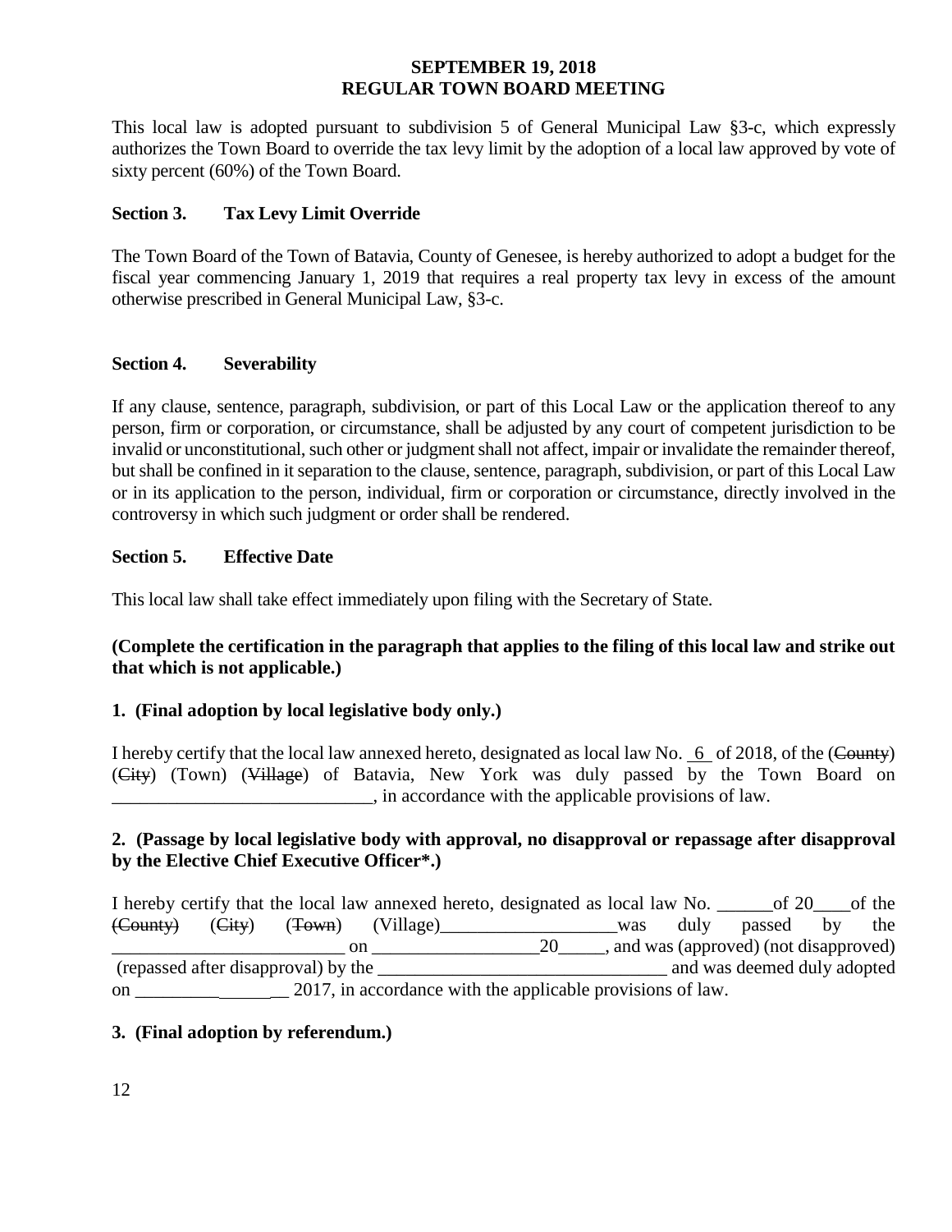This local law is adopted pursuant to subdivision 5 of General Municipal Law §3-c, which expressly authorizes the Town Board to override the tax levy limit by the adoption of a local law approved by vote of sixty percent (60%) of the Town Board.

**Section 3. Tax Levy Limit Override**

The Town Board of the Town of Batavia, County of Genesee, is hereby authorized to adopt a budget for the fiscal year commencing January 1, 2019 that requires a real property tax levy in excess of the amount otherwise prescribed in General Municipal Law, §3-c.

**Section 4. Severability**

If any clause, sentence, paragraph, subdivision, or part of this Local Law or the application thereof to any person, firm or corporation, or circumstance, shall be adjusted by any court of competent jurisdiction to be invalid or unconstitutional, such other or judgment shall not affect, impair or invalidate the remainder thereof, but shall be confined in it separation to the clause, sentence, paragraph, subdivision, or part of this Local Law or in its application to the person, individual, firm or corporation or circumstance, directly involved in the controversy in which such judgment or order shall be rendered.

**Section 5. Effective Date**

This local law shall take effect immediately upon filing with the Secretary of State.

**(Complete the certification in the paragraph that applies to the filing of this local law and strike out that which is not applicable.)**

**1. (Final adoption by local legislative body only.)**

I hereby certify that the local law annexed hereto, designated as local law No. 6 of 2018, of the (~~County~~) (~~City~~) (Town) (~~Village~~) of Batavia, New York was duly passed by the Town Board on ____________________________, in accordance with the applicable provisions of law.

**2. (Passage by local legislative body with approval, no disapproval or repassage after disapproval by the Elective Chief Executive Officer*.)**

I hereby certify that the local law annexed hereto, designated as local law No. ______of 20____of the (~~County~~) (~~City~~) (~~Town~~) (Village)___________________was duly passed by the _________________________ on __________________20_____, and was (approved) (not disapproved) (repassed after disapproval) by the _______________________________ and was deemed duly adopted on ____________________ 2017, in accordance with the applicable provisions of law.

**3. (Final adoption by referendum.)**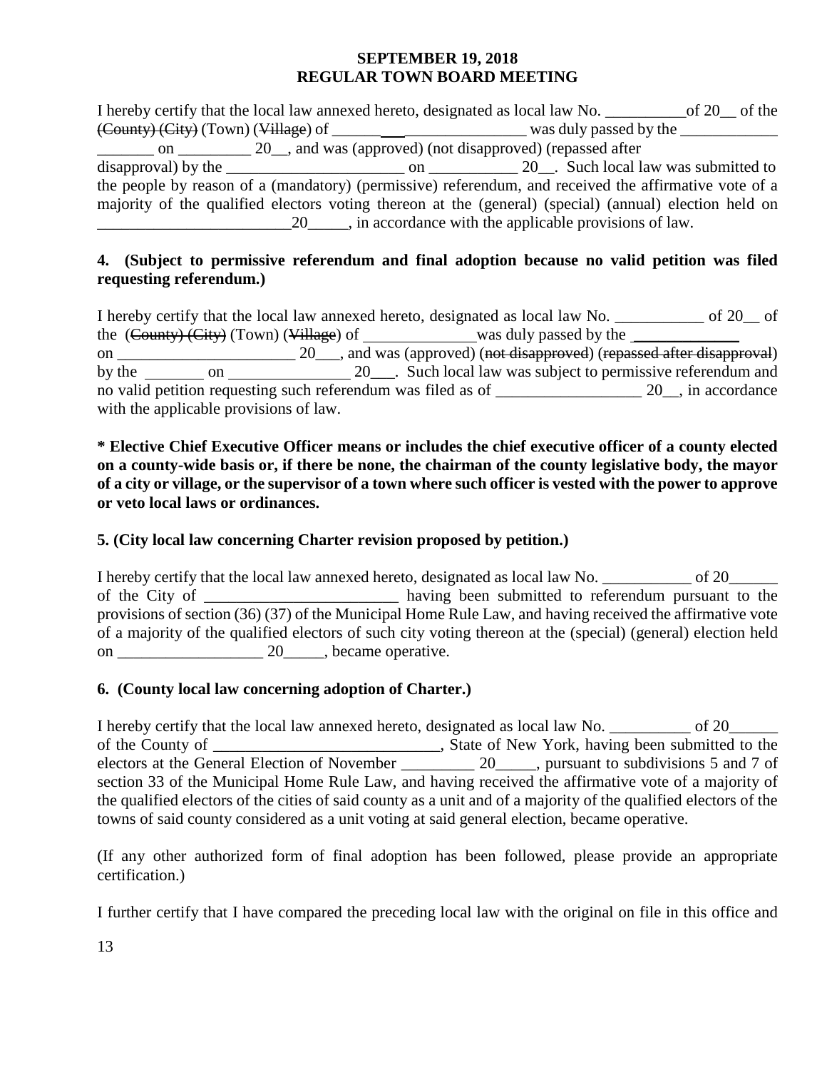I hereby certify that the local law annexed hereto, designated as local law No. __________of 20__ of the ~~(County) (City)~~ (Town) (~~Village~~) of ______________________ was duly passed by the ____________ _______ on _________ 20__, and was (approved) (not disapproved) (repassed after disapproval) by the ______________________ on ___________ 20__. Such local law was submitted to the people by reason of a (mandatory) (permissive) referendum, and received the affirmative vote of a majority of the qualified electors voting thereon at the (general) (special) (annual) election held on ________________________20_____, in accordance with the applicable provisions of law.

**4. (Subject to permissive referendum and final adoption because no valid petition was filed requesting referendum.)**

I hereby certify that the local law annexed hereto, designated as local law No. ___________ of 20__ of the (~~County) (City)~~ (Town) (~~Village~~) of ______________was duly passed by the _____________ on ______________________ 20___, and was (approved) (~~not disapproved~~) (~~repassed after disapproval~~) by the _______ on _______________ 20___. Such local law was subject to permissive referendum and no valid petition requesting such referendum was filed as of __________________ 20__, in accordance with the applicable provisions of law.

**\* Elective Chief Executive Officer means or includes the chief executive officer of a county elected on a county-wide basis or, if there be none, the chairman of the county legislative body, the mayor of a city or village, or the supervisor of a town where such officer is vested with the power to approve or veto local laws or ordinances.**

**5. (City local law concerning Charter revision proposed by petition.)**

I hereby certify that the local law annexed hereto, designated as local law No. ___________ of 20______ of the City of ________________________ having been submitted to referendum pursuant to the provisions of section (36) (37) of the Municipal Home Rule Law, and having received the affirmative vote of a majority of the qualified electors of such city voting thereon at the (special) (general) election held on __________________ 20_____, became operative.

**6. (County local law concerning adoption of Charter.)**

I hereby certify that the local law annexed hereto, designated as local law No. __________ of 20______ of the County of ____________________________, State of New York, having been submitted to the electors at the General Election of November _________ 20_____, pursuant to subdivisions 5 and 7 of section 33 of the Municipal Home Rule Law, and having received the affirmative vote of a majority of the qualified electors of the cities of said county as a unit and of a majority of the qualified electors of the towns of said county considered as a unit voting at said general election, became operative.

(If any other authorized form of final adoption has been followed, please provide an appropriate certification.)

I further certify that I have compared the preceding local law with the original on file in this office and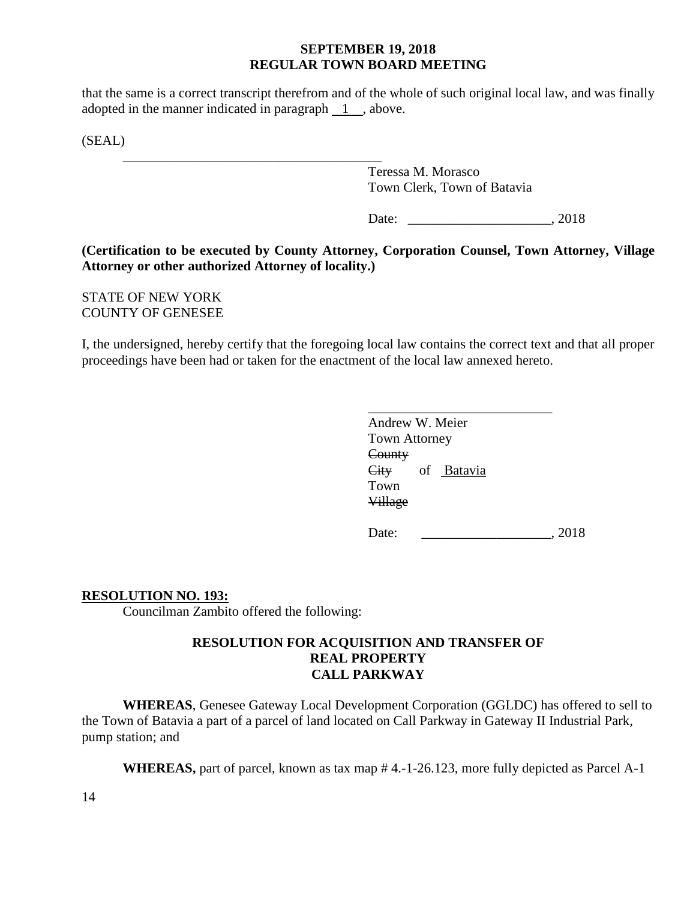that the same is a correct transcript therefrom and of the whole of such original local law, and was finally adopted in the manner indicated in paragraph 1 , above.

(SEAL)

\_\_\_\_\_\_\_\_\_\_\_\_\_\_\_\_\_\_\_\_\_\_\_\_\_\_\_\_\_\_\_\_\_\_\_\_\_\_\_\_

Teressa M. Morasco
Town Clerk, Town of Batavia

Date: \_\_\_\_\_\_\_\_\_\_\_\_\_\_\_\_\_\_\_\_\_, 2018

**(Certification to be executed by County Attorney, Corporation Counsel, Town Attorney, Village Attorney or other authorized Attorney of locality.)**

STATE OF NEW YORK
COUNTY OF GENESEE

I, the undersigned, hereby certify that the foregoing local law contains the correct text and that all proper proceedings have been had or taken for the enactment of the local law annexed hereto.

\_\_\_\_\_\_\_\_\_\_\_\_\_\_\_\_\_\_\_\_\_\_\_\_\_\_\_

Andrew W. Meier
Town Attorney
~~County~~
~~City~~ of Batavia
Town
~~Village~~

Date: \_\_\_\_\_\_\_\_\_\_\_\_\_\_\_\_\_\_\_, 2018

**RESOLUTION NO. 193:**

Councilman Zambito offered the following:

**RESOLUTION FOR ACQUISITION AND TRANSFER OF REAL PROPERTY CALL PARKWAY**

**WHEREAS**, Genesee Gateway Local Development Corporation (GGLDC) has offered to sell to the Town of Batavia a part of a parcel of land located on Call Parkway in Gateway II Industrial Park, pump station; and

**WHEREAS,** part of parcel, known as tax map # 4.-1-26.123, more fully depicted as Parcel A-1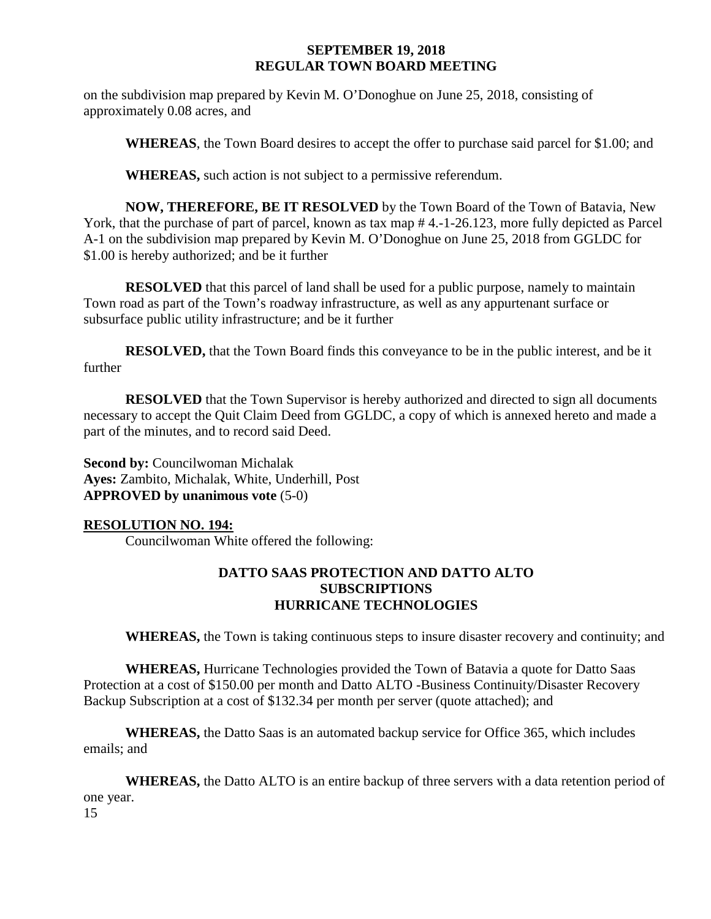on the subdivision map prepared by Kevin M. O'Donoghue on June 25, 2018, consisting of approximately 0.08 acres, and

**WHEREAS**, the Town Board desires to accept the offer to purchase said parcel for $1.00; and

**WHEREAS,** such action is not subject to a permissive referendum.

**NOW, THEREFORE, BE IT RESOLVED** by the Town Board of the Town of Batavia, New York, that the purchase of part of parcel, known as tax map # 4.-1-26.123, more fully depicted as Parcel A-1 on the subdivision map prepared by Kevin M. O'Donoghue on June 25, 2018 from GGLDC for $1.00 is hereby authorized; and be it further

**RESOLVED** that this parcel of land shall be used for a public purpose, namely to maintain Town road as part of the Town's roadway infrastructure, as well as any appurtenant surface or subsurface public utility infrastructure; and be it further

**RESOLVED,** that the Town Board finds this conveyance to be in the public interest, and be it further

**RESOLVED** that the Town Supervisor is hereby authorized and directed to sign all documents necessary to accept the Quit Claim Deed from GGLDC, a copy of which is annexed hereto and made a part of the minutes, and to record said Deed.

**Second by:** Councilwoman Michalak
**Ayes:** Zambito, Michalak, White, Underhill, Post
**APPROVED by unanimous vote** (5-0)

**RESOLUTION NO. 194:**

Councilwoman White offered the following:

**DATTO SAAS PROTECTION AND DATTO ALTO SUBSCRIPTIONS HURRICANE TECHNOLOGIES**

**WHEREAS,** the Town is taking continuous steps to insure disaster recovery and continuity; and

**WHEREAS,** Hurricane Technologies provided the Town of Batavia a quote for Datto Saas Protection at a cost of $150.00 per month and Datto ALTO -Business Continuity/Disaster Recovery Backup Subscription at a cost of $132.34 per month per server (quote attached); and

**WHEREAS,** the Datto Saas is an automated backup service for Office 365, which includes emails; and

**WHEREAS,** the Datto ALTO is an entire backup of three servers with a data retention period of one year.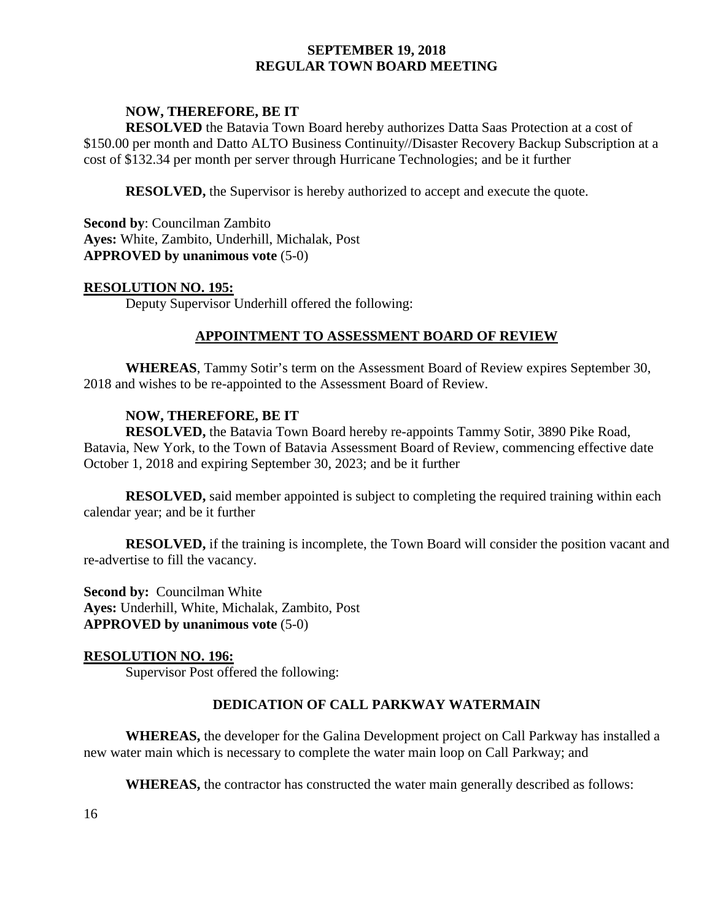**NOW, THEREFORE, BE IT**

**RESOLVED** the Batavia Town Board hereby authorizes Datta Saas Protection at a cost of $150.00 per month and Datto ALTO Business Continuity//Disaster Recovery Backup Subscription at a cost of $132.34 per month per server through Hurricane Technologies; and be it further

**RESOLVED,** the Supervisor is hereby authorized to accept and execute the quote.

**Second by**: Councilman Zambito
**Ayes:** White, Zambito, Underhill, Michalak, Post
**APPROVED by unanimous vote** (5-0)

**RESOLUTION NO. 195:**

Deputy Supervisor Underhill offered the following:

**APPOINTMENT TO ASSESSMENT BOARD OF REVIEW**

**WHEREAS**, Tammy Sotir's term on the Assessment Board of Review expires September 30, 2018 and wishes to be re-appointed to the Assessment Board of Review.

**NOW, THEREFORE, BE IT**

**RESOLVED,** the Batavia Town Board hereby re-appoints Tammy Sotir, 3890 Pike Road, Batavia, New York, to the Town of Batavia Assessment Board of Review, commencing effective date October 1, 2018 and expiring September 30, 2023; and be it further

**RESOLVED,** said member appointed is subject to completing the required training within each calendar year; and be it further

**RESOLVED,** if the training is incomplete, the Town Board will consider the position vacant and re-advertise to fill the vacancy.

**Second by:** Councilman White
**Ayes:** Underhill, White, Michalak, Zambito, Post
**APPROVED by unanimous vote** (5-0)

**RESOLUTION NO. 196:**

Supervisor Post offered the following:

**DEDICATION OF CALL PARKWAY WATERMAIN**

**WHEREAS,** the developer for the Galina Development project on Call Parkway has installed a new water main which is necessary to complete the water main loop on Call Parkway; and

**WHEREAS,** the contractor has constructed the water main generally described as follows: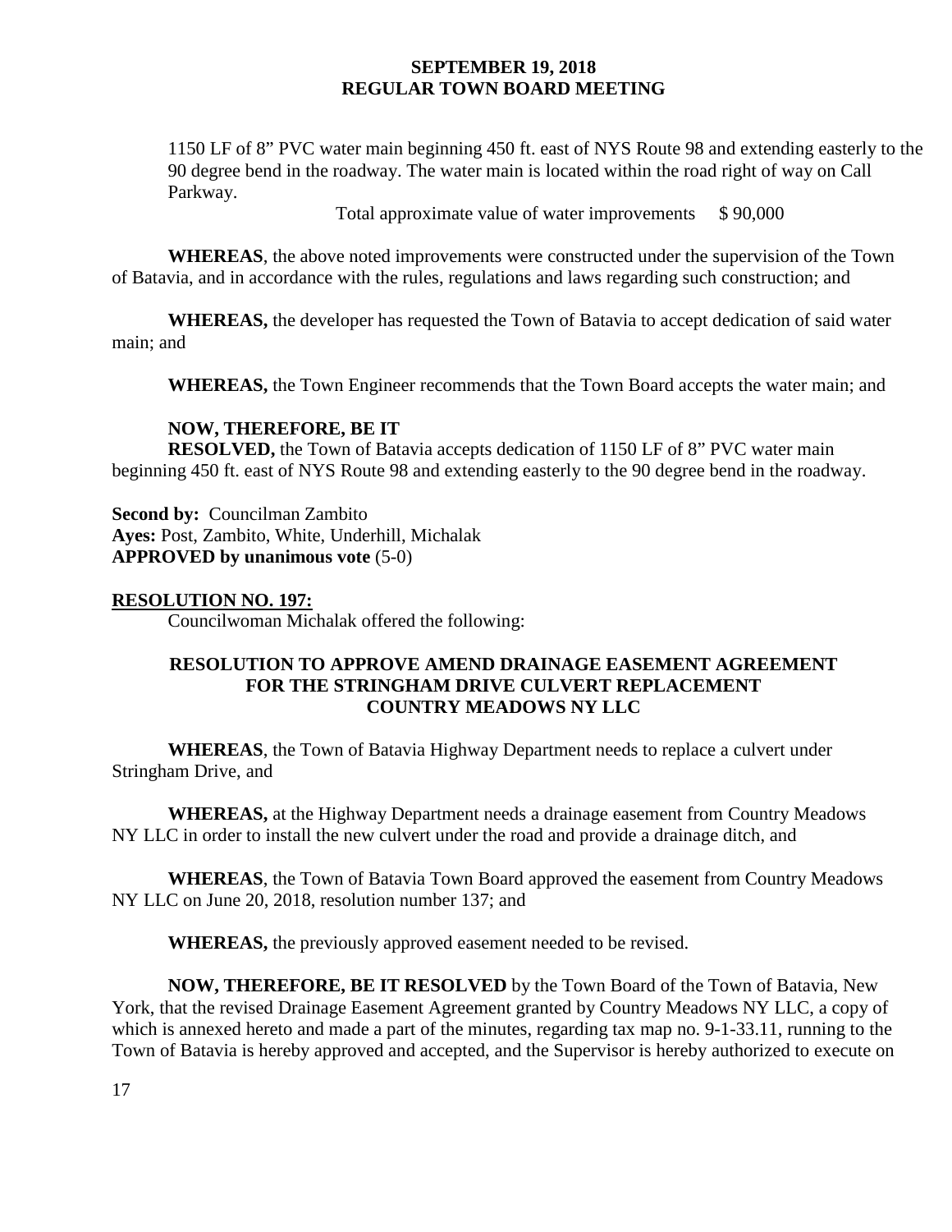1150 LF of 8" PVC water main beginning 450 ft. east of NYS Route 98 and extending easterly to the 90 degree bend in the roadway. The water main is located within the road right of way on Call Parkway.

Total approximate value of water improvements $ 90,000

**WHEREAS**, the above noted improvements were constructed under the supervision of the Town of Batavia, and in accordance with the rules, regulations and laws regarding such construction; and

**WHEREAS,** the developer has requested the Town of Batavia to accept dedication of said water main; and

**WHEREAS,** the Town Engineer recommends that the Town Board accepts the water main; and

**NOW, THEREFORE, BE IT**
**RESOLVED,** the Town of Batavia accepts dedication of 1150 LF of 8" PVC water main beginning 450 ft. east of NYS Route 98 and extending easterly to the 90 degree bend in the roadway.

**Second by:** Councilman Zambito
**Ayes:** Post, Zambito, White, Underhill, Michalak
**APPROVED by unanimous vote** (5-0)

**RESOLUTION NO. 197:**

Councilwoman Michalak offered the following:

**RESOLUTION TO APPROVE AMEND DRAINAGE EASEMENT AGREEMENT FOR THE STRINGHAM DRIVE CULVERT REPLACEMENT COUNTRY MEADOWS NY LLC**

**WHEREAS**, the Town of Batavia Highway Department needs to replace a culvert under Stringham Drive, and

**WHEREAS,** at the Highway Department needs a drainage easement from Country Meadows NY LLC in order to install the new culvert under the road and provide a drainage ditch, and

**WHEREAS**, the Town of Batavia Town Board approved the easement from Country Meadows NY LLC on June 20, 2018, resolution number 137; and

**WHEREAS,** the previously approved easement needed to be revised.

**NOW, THEREFORE, BE IT RESOLVED** by the Town Board of the Town of Batavia, New York, that the revised Drainage Easement Agreement granted by Country Meadows NY LLC, a copy of which is annexed hereto and made a part of the minutes, regarding tax map no. 9-1-33.11, running to the Town of Batavia is hereby approved and accepted, and the Supervisor is hereby authorized to execute on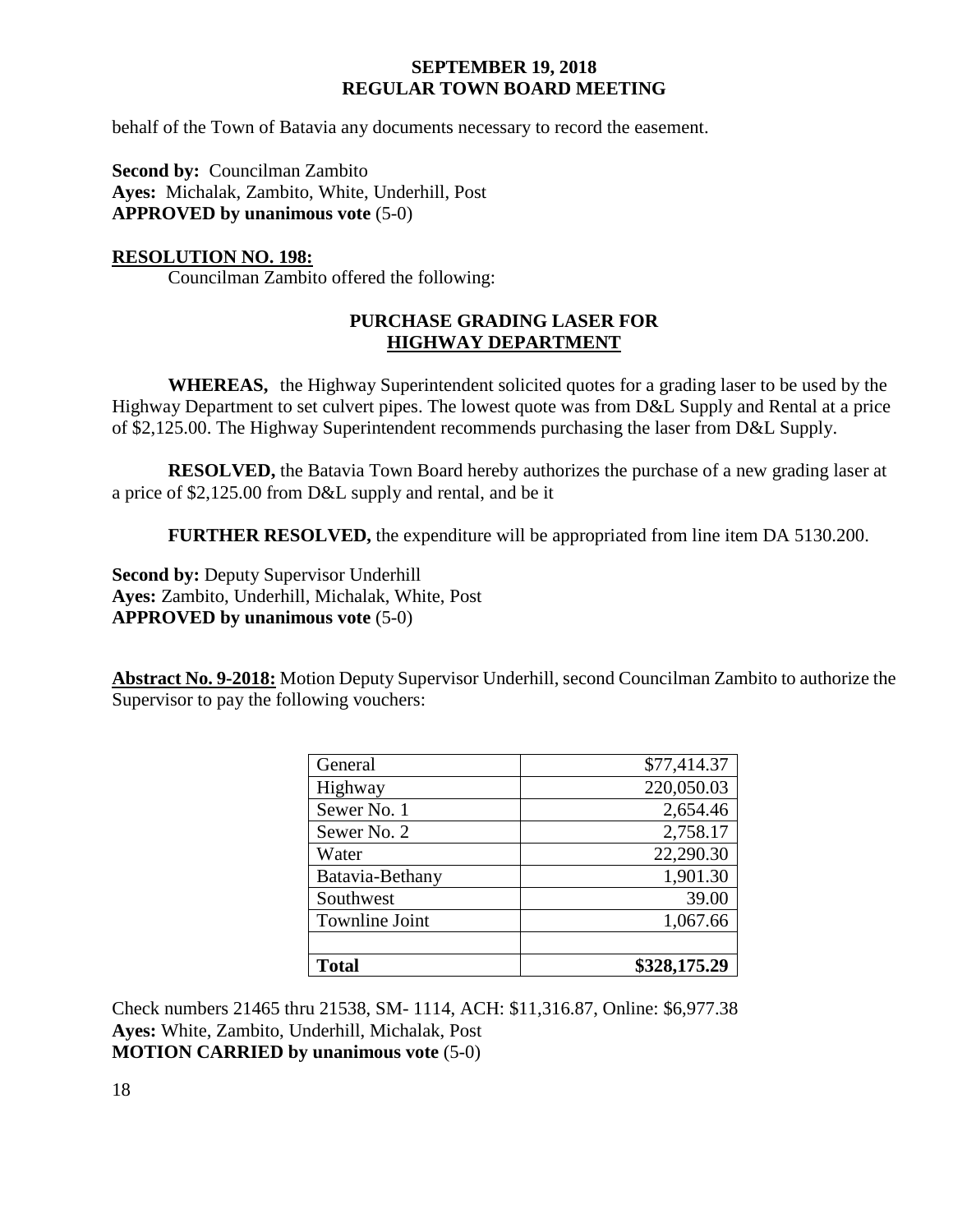behalf of the Town of Batavia any documents necessary to record the easement.

**Second by:** Councilman Zambito
**Ayes:** Michalak, Zambito, White, Underhill, Post
**APPROVED by unanimous vote** (5-0)

**RESOLUTION NO. 198:**

Councilman Zambito offered the following:

**PURCHASE GRADING LASER FOR HIGHWAY DEPARTMENT**

**WHEREAS,** the Highway Superintendent solicited quotes for a grading laser to be used by the Highway Department to set culvert pipes. The lowest quote was from D&L Supply and Rental at a price of $2,125.00. The Highway Superintendent recommends purchasing the laser from D&L Supply.

**RESOLVED,** the Batavia Town Board hereby authorizes the purchase of a new grading laser at a price of $2,125.00 from D&L supply and rental, and be it

**FURTHER RESOLVED,** the expenditure will be appropriated from line item DA 5130.200.

**Second by:** Deputy Supervisor Underhill
**Ayes:** Zambito, Underhill, Michalak, White, Post
**APPROVED by unanimous vote** (5-0)

**Abstract No. 9-2018:** Motion Deputy Supervisor Underhill, second Councilman Zambito to authorize the Supervisor to pay the following vouchers:

| | |
|---|---:|
| General | $77,414.37 |
| Highway | 220,050.03 |
| Sewer No. 1 | 2,654.46 |
| Sewer No. 2 | 2,758.17 |
| Water | 22,290.30 |
| Batavia-Bethany | 1,901.30 |
| Southwest | 39.00 |
| Townline Joint | 1,067.66 |
| | |
| **Total** | **$328,175.29** |

Check numbers 21465 thru 21538, SM- 1114, ACH: $11,316.87, Online: $6,977.38
**Ayes:** White, Zambito, Underhill, Michalak, Post
**MOTION CARRIED by unanimous vote** (5-0)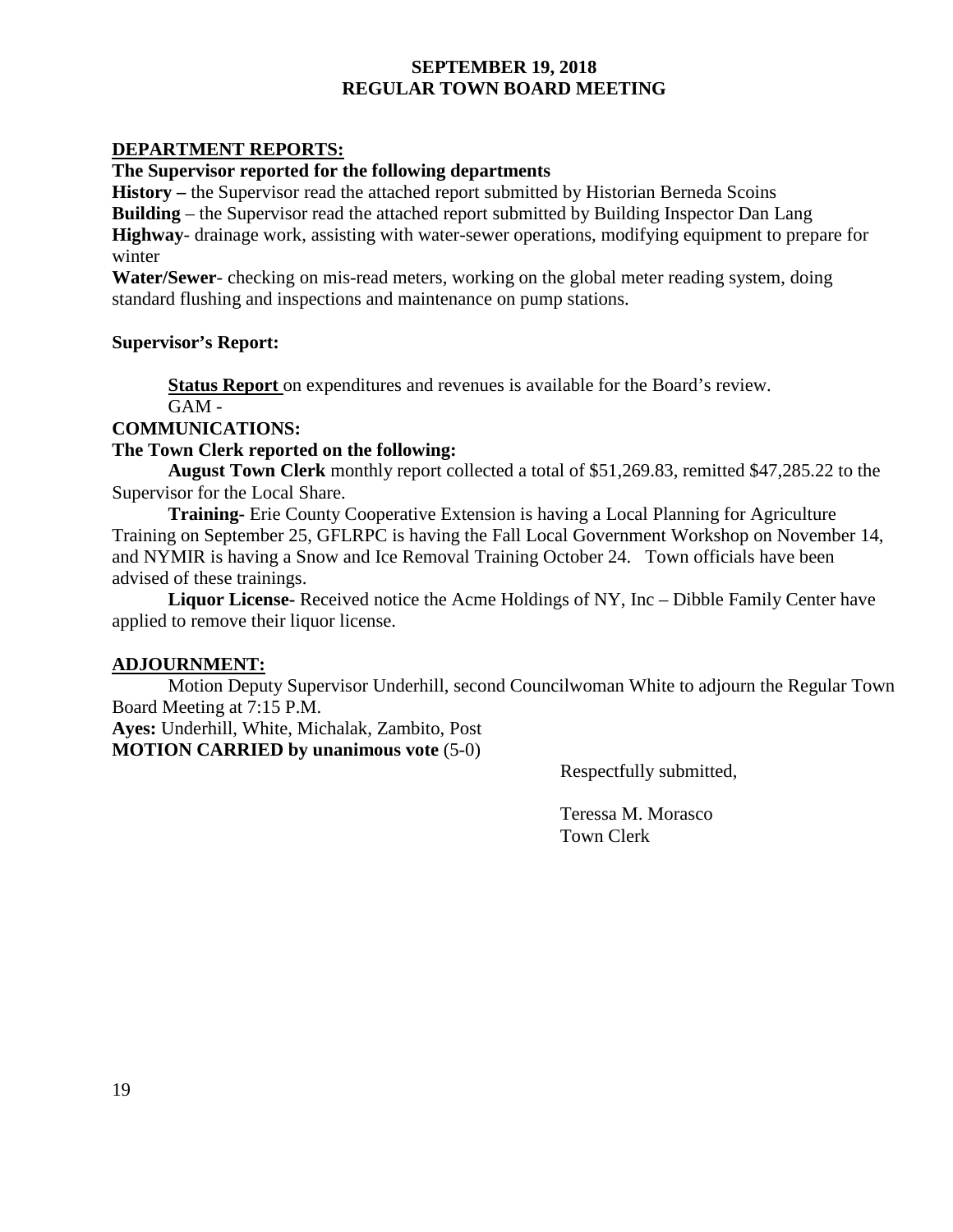**DEPARTMENT REPORTS:**

**The Supervisor reported for the following departments**

**History –** the Supervisor read the attached report submitted by Historian Berneda Scoins
**Building** – the Supervisor read the attached report submitted by Building Inspector Dan Lang
**Highway**- drainage work, assisting with water-sewer operations, modifying equipment to prepare for winter
**Water/Sewer**- checking on mis-read meters, working on the global meter reading system, doing standard flushing and inspections and maintenance on pump stations.

**Supervisor's Report:**

**Status Report** on expenditures and revenues is available for the Board's review.
GAM -

**COMMUNICATIONS:**

**The Town Clerk reported on the following:**

**August Town Clerk** monthly report collected a total of $51,269.83, remitted $47,285.22 to the Supervisor for the Local Share.

**Training-** Erie County Cooperative Extension is having a Local Planning for Agriculture Training on September 25, GFLRPC is having the Fall Local Government Workshop on November 14, and NYMIR is having a Snow and Ice Removal Training October 24. Town officials have been advised of these trainings.

**Liquor License-** Received notice the Acme Holdings of NY, Inc – Dibble Family Center have applied to remove their liquor license.

**ADJOURNMENT:**

Motion Deputy Supervisor Underhill, second Councilwoman White to adjourn the Regular Town Board Meeting at 7:15 P.M.
**Ayes:** Underhill, White, Michalak, Zambito, Post
**MOTION CARRIED by unanimous vote** (5-0)

Respectfully submitted,

Teressa M. Morasco
Town Clerk